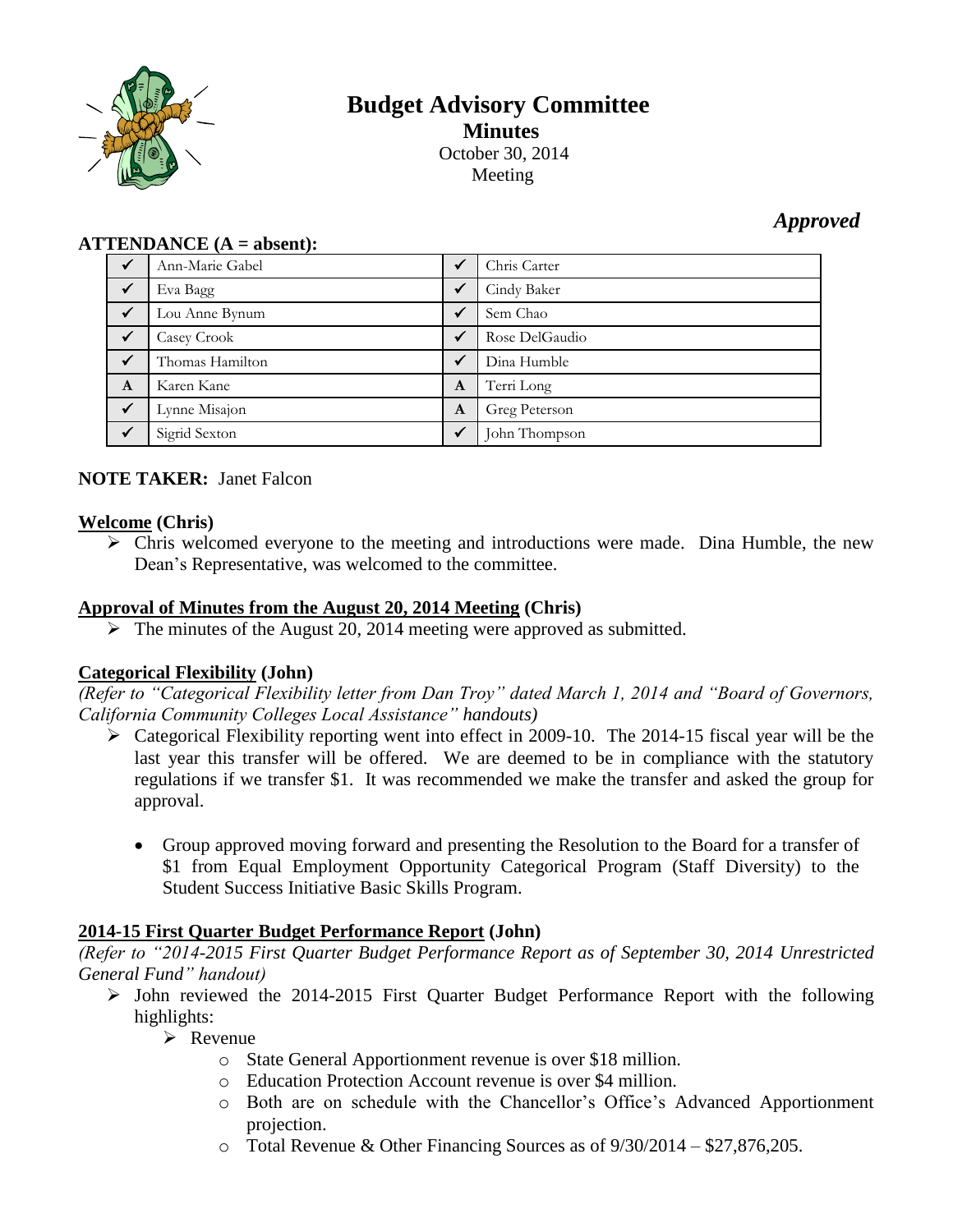# Budget Advisory Committee

## Minutes

October 30, 2014

Meeting

***Approved***

**ATTENDANCE (A = absent):**

| | | | |
|---|---|---|---|
| ✓ | Ann-Marie Gabel | ✓ | Chris Carter |
| ✓ | Eva Bagg | ✓ | Cindy Baker |
| ✓ | Lou Anne Bynum | ✓ | Sem Chao |
| ✓ | Casey Crook | ✓ | Rose DelGaudio |
| ✓ | Thomas Hamilton | ✓ | Dina Humble |
| A | Karen Kane | A | Terri Long |
| ✓ | Lynne Misajon | A | Greg Peterson |
| ✓ | Sigrid Sexton | ✓ | John Thompson |

**NOTE TAKER:** Janet Falcon

**Welcome (Chris)**

- Chris welcomed everyone to the meeting and introductions were made. Dina Humble, the new Dean's Representative, was welcomed to the committee.

**Approval of Minutes from the August 20, 2014 Meeting (Chris)**

- The minutes of the August 20, 2014 meeting were approved as submitted.

**Categorical Flexibility (John)**

*(Refer to "Categorical Flexibility letter from Dan Troy" dated March 1, 2014 and "Board of Governors, California Community Colleges Local Assistance" handouts)*

- Categorical Flexibility reporting went into effect in 2009-10. The 2014-15 fiscal year will be the last year this transfer will be offered. We are deemed to be in compliance with the statutory regulations if we transfer $1. It was recommended we make the transfer and asked the group for approval.

  - Group approved moving forward and presenting the Resolution to the Board for a transfer of $1 from Equal Employment Opportunity Categorical Program (Staff Diversity) to the Student Success Initiative Basic Skills Program.

**2014-15 First Quarter Budget Performance Report (John)**

*(Refer to "2014-2015 First Quarter Budget Performance Report as of September 30, 2014 Unrestricted General Fund" handout)*

- John reviewed the 2014-2015 First Quarter Budget Performance Report with the following highlights:
  - Revenue
    - State General Apportionment revenue is over $18 million.
    - Education Protection Account revenue is over $4 million.
    - Both are on schedule with the Chancellor's Office's Advanced Apportionment projection.
    - Total Revenue & Other Financing Sources as of 9/30/2014 – $27,876,205.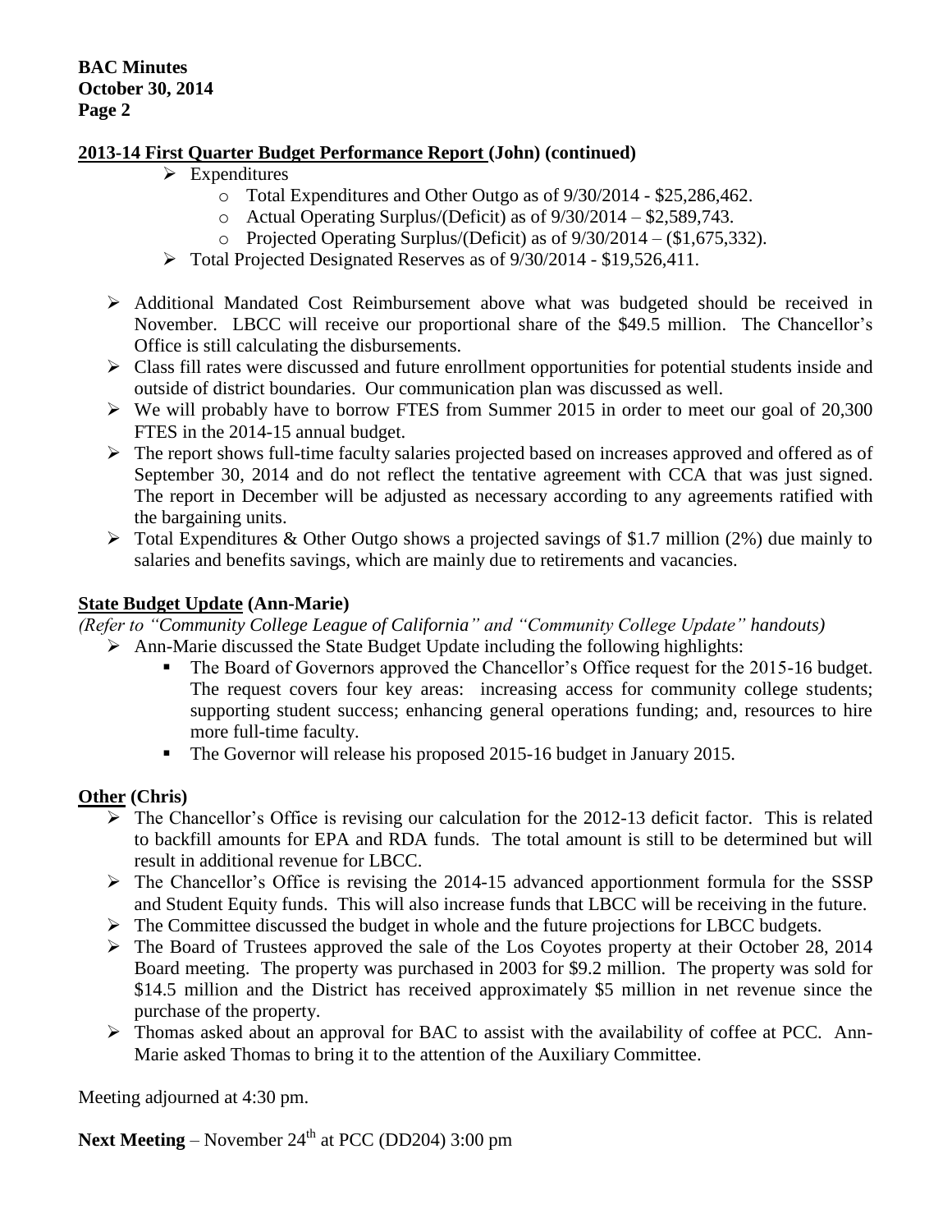**2013-14 First Quarter Budget Performance Report (John) (continued)**

- Expenditures
  - Total Expenditures and Other Outgo as of 9/30/2014 - $25,286,462.
  - Actual Operating Surplus/(Deficit) as of 9/30/2014 – $2,589,743.
  - Projected Operating Surplus/(Deficit) as of 9/30/2014 – ($1,675,332).
- Total Projected Designated Reserves as of 9/30/2014 - $19,526,411.

- Additional Mandated Cost Reimbursement above what was budgeted should be received in November. LBCC will receive our proportional share of the $49.5 million. The Chancellor's Office is still calculating the disbursements.
- Class fill rates were discussed and future enrollment opportunities for potential students inside and outside of district boundaries. Our communication plan was discussed as well.
- We will probably have to borrow FTES from Summer 2015 in order to meet our goal of 20,300 FTES in the 2014-15 annual budget.
- The report shows full-time faculty salaries projected based on increases approved and offered as of September 30, 2014 and do not reflect the tentative agreement with CCA that was just signed. The report in December will be adjusted as necessary according to any agreements ratified with the bargaining units.
- Total Expenditures & Other Outgo shows a projected savings of $1.7 million (2%) due mainly to salaries and benefits savings, which are mainly due to retirements and vacancies.

**State Budget Update (Ann-Marie)**

*(Refer to "Community College League of California" and "Community College Update" handouts)*

- Ann-Marie discussed the State Budget Update including the following highlights:
  - The Board of Governors approved the Chancellor's Office request for the 2015-16 budget. The request covers four key areas: increasing access for community college students; supporting student success; enhancing general operations funding; and, resources to hire more full-time faculty.
  - The Governor will release his proposed 2015-16 budget in January 2015.

**Other (Chris)**

- The Chancellor's Office is revising our calculation for the 2012-13 deficit factor. This is related to backfill amounts for EPA and RDA funds. The total amount is still to be determined but will result in additional revenue for LBCC.
- The Chancellor's Office is revising the 2014-15 advanced apportionment formula for the SSSP and Student Equity funds. This will also increase funds that LBCC will be receiving in the future.
- The Committee discussed the budget in whole and the future projections for LBCC budgets.
- The Board of Trustees approved the sale of the Los Coyotes property at their October 28, 2014 Board meeting. The property was purchased in 2003 for $9.2 million. The property was sold for $14.5 million and the District has received approximately $5 million in net revenue since the purchase of the property.
- Thomas asked about an approval for BAC to assist with the availability of coffee at PCC. Ann-Marie asked Thomas to bring it to the attention of the Auxiliary Committee.

Meeting adjourned at 4:30 pm.

**Next Meeting** – November 24th at PCC (DD204) 3:00 pm